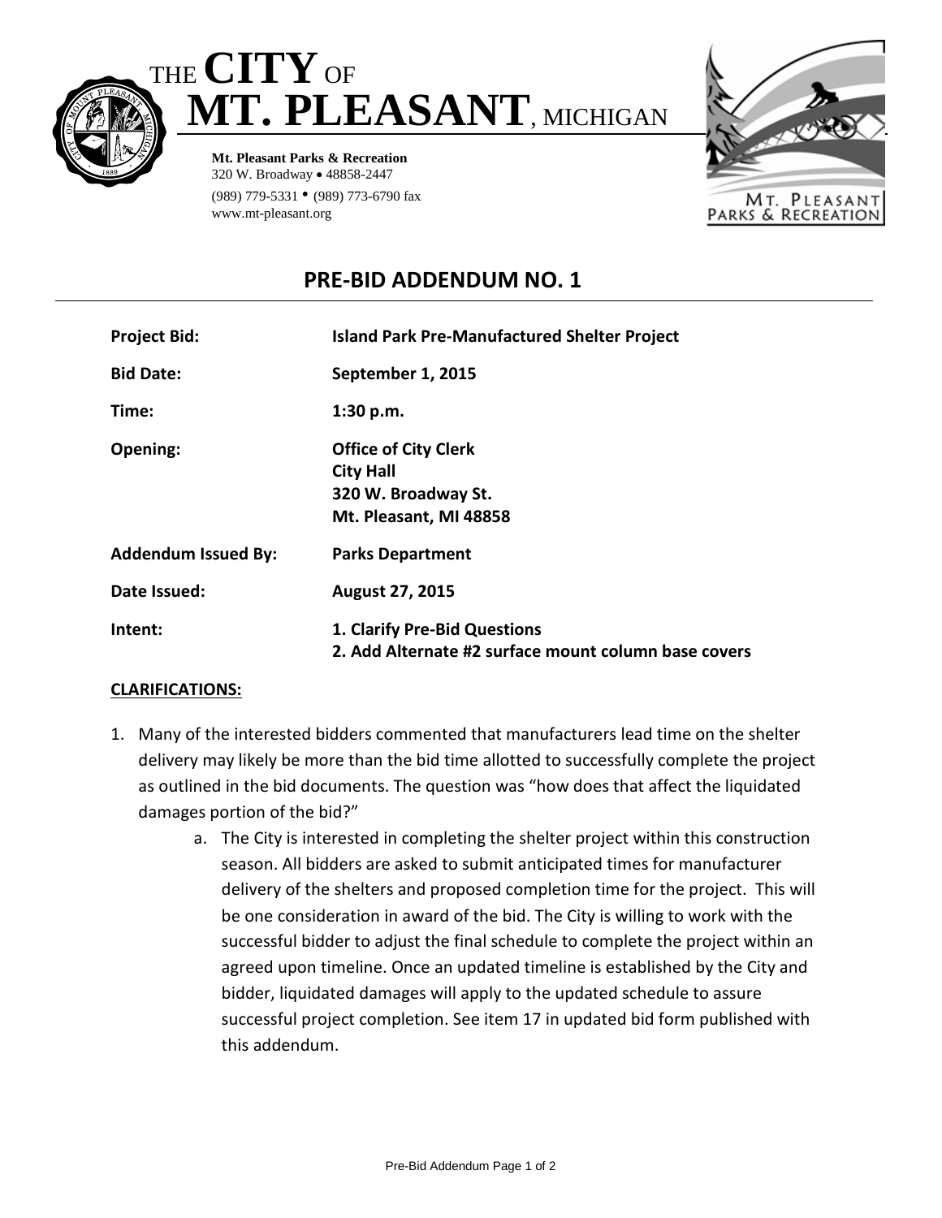# THE CITY OF MT. PLEASANT, MICHIGAN

**Mt. Pleasant Parks & Recreation**
320 W. Broadway • 48858-2447
(989) 779-5331 • (989) 773-6790 fax
www.mt-pleasant.org

## PRE-BID ADDENDUM NO. 1

| | |
|---|---|
| **Project Bid:** | **Island Park Pre-Manufactured Shelter Project** |
| **Bid Date:** | **September 1, 2015** |
| **Time:** | **1:30 p.m.** |
| **Opening:** | **Office of City Clerk**<br>**City Hall**<br>**320 W. Broadway St.**<br>**Mt. Pleasant, MI 48858** |
| **Addendum Issued By:** | **Parks Department** |
| **Date Issued:** | **August 27, 2015** |
| **Intent:** | **1. Clarify Pre-Bid Questions**<br>**2. Add Alternate #2 surface mount column base covers** |

**CLARIFICATIONS:**

1. Many of the interested bidders commented that manufacturers lead time on the shelter delivery may likely be more than the bid time allotted to successfully complete the project as outlined in the bid documents. The question was "how does that affect the liquidated damages portion of the bid?"
   a. The City is interested in completing the shelter project within this construction season. All bidders are asked to submit anticipated times for manufacturer delivery of the shelters and proposed completion time for the project. This will be one consideration in award of the bid. The City is willing to work with the successful bidder to adjust the final schedule to complete the project within an agreed upon timeline. Once an updated timeline is established by the City and bidder, liquidated damages will apply to the updated schedule to assure successful project completion. See item 17 in updated bid form published with this addendum.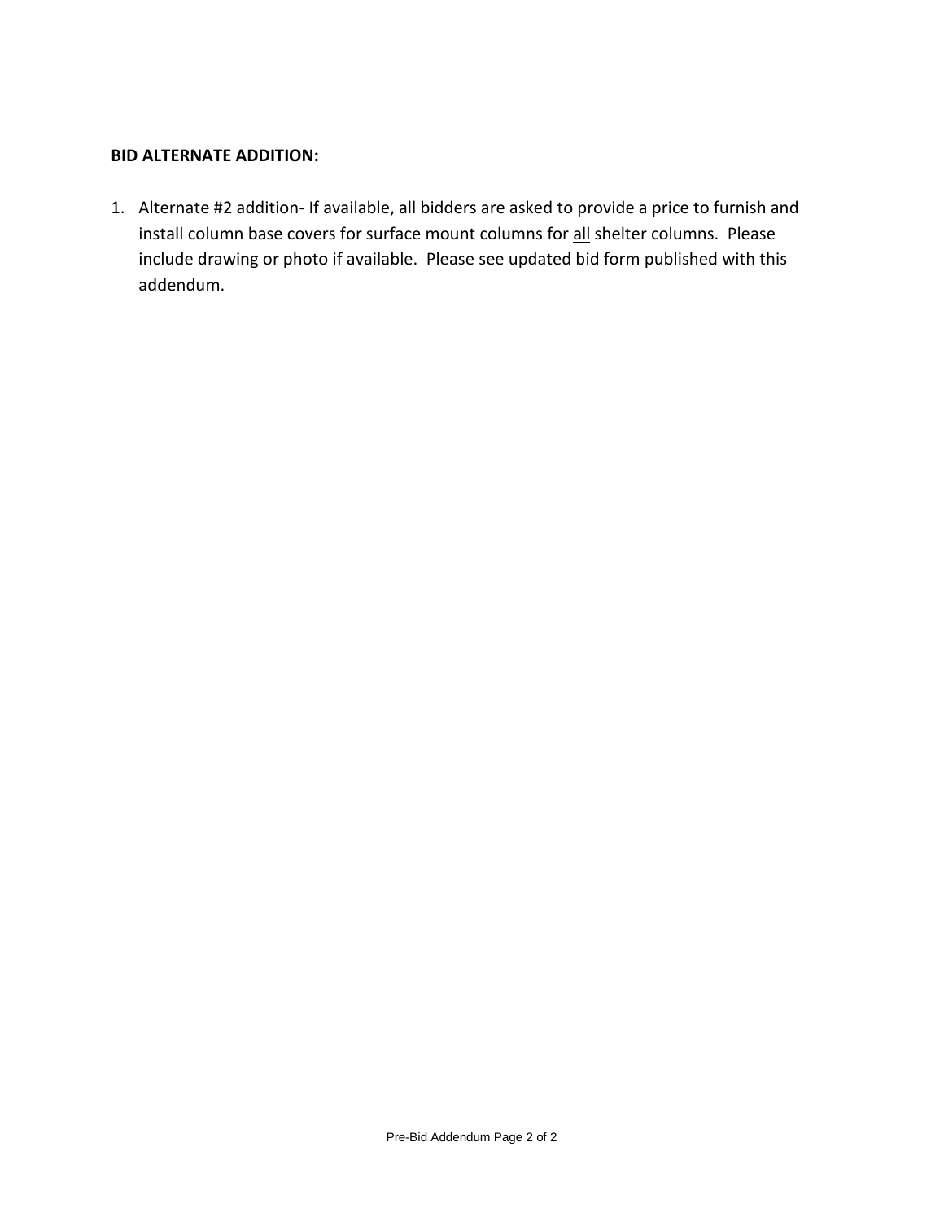**<u>BID ALTERNATE ADDITION</u>:**

1. Alternate #2 addition- If available, all bidders are asked to provide a price to furnish and install column base covers for surface mount columns for <u>all</u> shelter columns. Please include drawing or photo if available. Please see updated bid form published with this addendum.